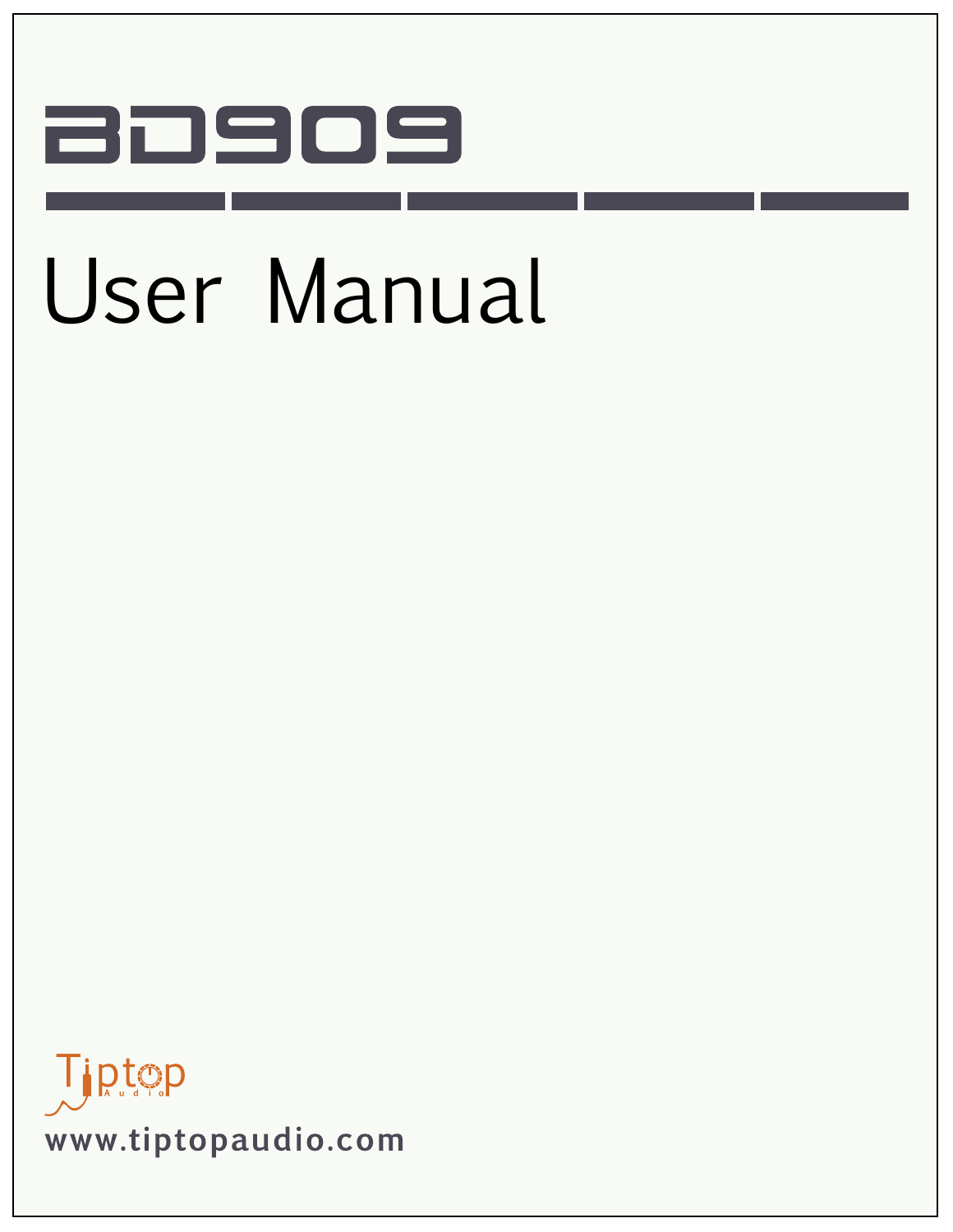# BD909

# User Manual

Tiptop Audio

www.tiptopaudio.com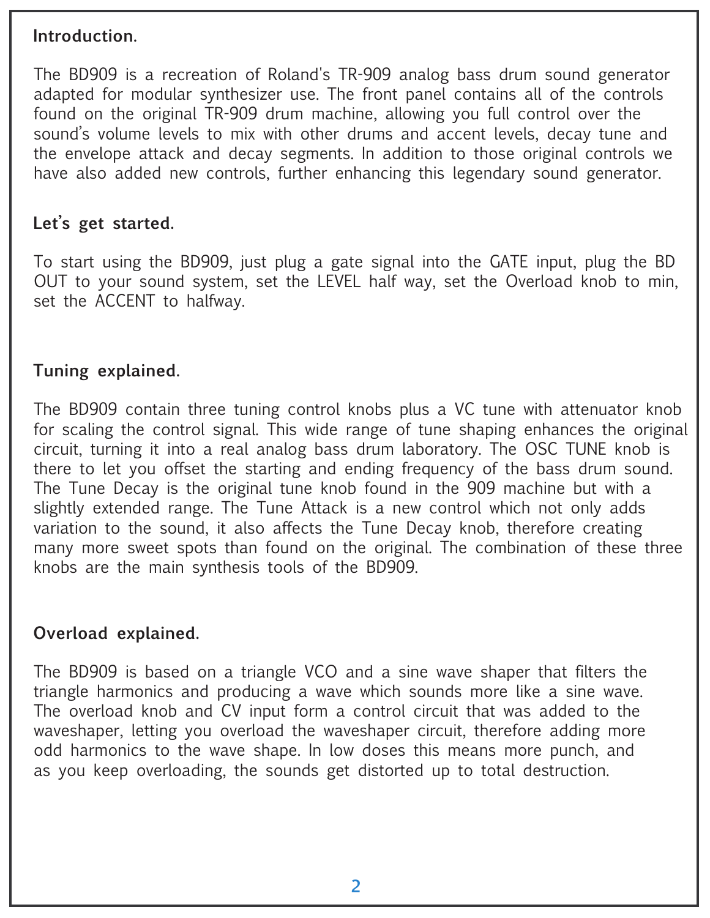## Introduction.

The BD909 is a recreation of Roland's TR-909 analog bass drum sound generator adapted for modular synthesizer use. The front panel contains all of the controls found on the original TR-909 drum machine, allowing you full control over the sound's volume levels to mix with other drums and accent levels, decay tune and the envelope attack and decay segments. In addition to those original controls we have also added new controls, further enhancing this legendary sound generator.

## Let's get started.

To start using the BD909, just plug a gate signal into the GATE input, plug the BD OUT to your sound system, set the LEVEL half way, set the Overload knob to min, set the ACCENT to halfway.

## Tuning explained.

The BD909 contain three tuning control knobs plus a VC tune with attenuator knob for scaling the control signal. This wide range of tune shaping enhances the original circuit, turning it into a real analog bass drum laboratory. The OSC TUNE knob is there to let you offset the starting and ending frequency of the bass drum sound. The Tune Decay is the original tune knob found in the 909 machine but with a slightly extended range. The Tune Attack is a new control which not only adds variation to the sound, it also affects the Tune Decay knob, therefore creating many more sweet spots than found on the original. The combination of these three knobs are the main synthesis tools of the BD909.

## Overload explained.

The BD909 is based on a triangle VCO and a sine wave shaper that filters the triangle harmonics and producing a wave which sounds more like a sine wave. The overload knob and CV input form a control circuit that was added to the waveshaper, letting you overload the waveshaper circuit, therefore adding more odd harmonics to the wave shape. In low doses this means more punch, and as you keep overloading, the sounds get distorted up to total destruction.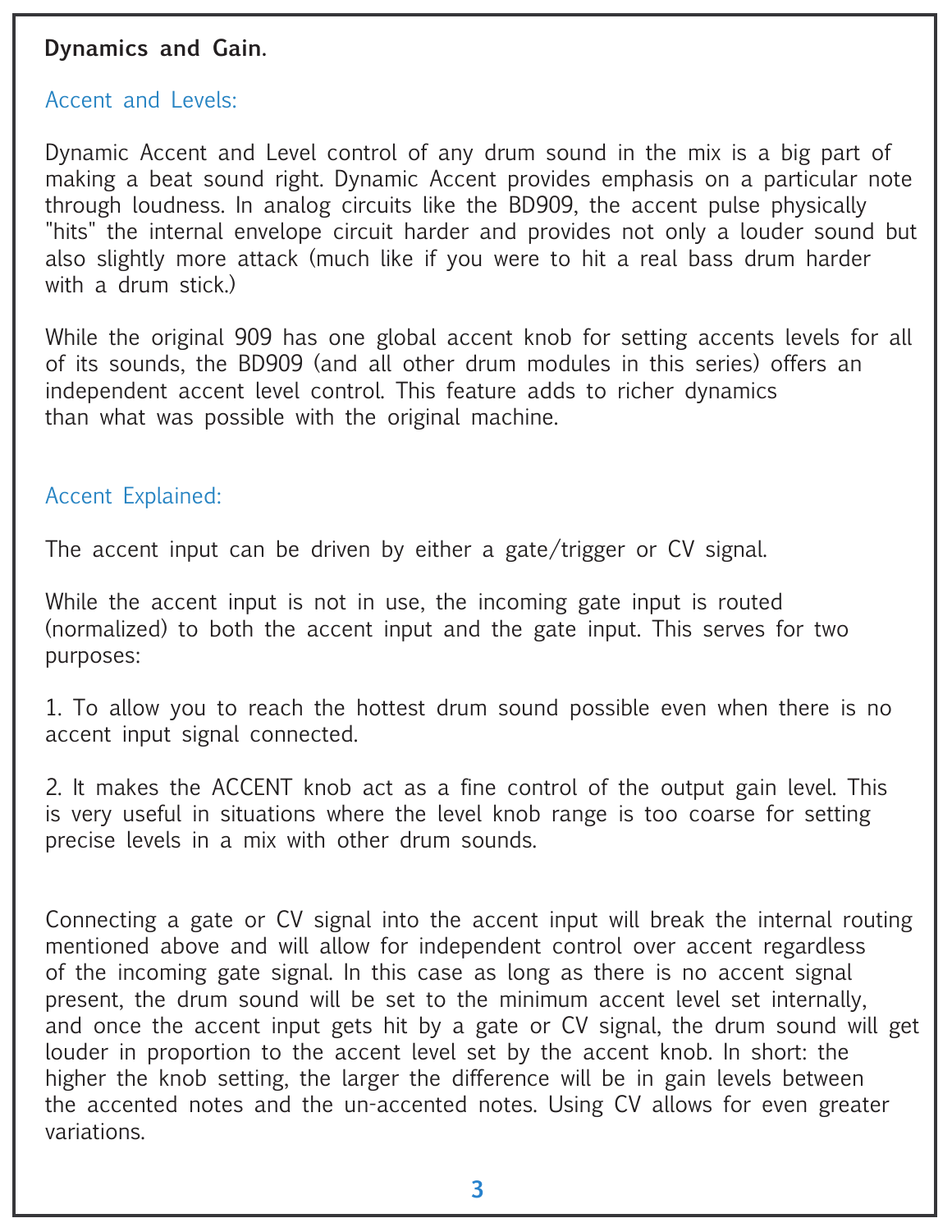## Dynamics and Gain.

### Accent and Levels:

Dynamic Accent and Level control of any drum sound in the mix is a big part of making a beat sound right. Dynamic Accent provides emphasis on a particular note through loudness. In analog circuits like the BD909, the accent pulse physically "hits" the internal envelope circuit harder and provides not only a louder sound but also slightly more attack (much like if you were to hit a real bass drum harder with a drum stick.)

While the original 909 has one global accent knob for setting accents levels for all of its sounds, the BD909 (and all other drum modules in this series) offers an independent accent level control. This feature adds to richer dynamics than what was possible with the original machine.

### Accent Explained:

The accent input can be driven by either a gate/trigger or CV signal.

While the accent input is not in use, the incoming gate input is routed (normalized) to both the accent input and the gate input. This serves for two purposes:

1. To allow you to reach the hottest drum sound possible even when there is no accent input signal connected.

2. It makes the ACCENT knob act as a fine control of the output gain level. This is very useful in situations where the level knob range is too coarse for setting precise levels in a mix with other drum sounds.

Connecting a gate or CV signal into the accent input will break the internal routing mentioned above and will allow for independent control over accent regardless of the incoming gate signal. In this case as long as there is no accent signal present, the drum sound will be set to the minimum accent level set internally, and once the accent input gets hit by a gate or CV signal, the drum sound will get louder in proportion to the accent level set by the accent knob. In short: the higher the knob setting, the larger the difference will be in gain levels between the accented notes and the un-accented notes. Using CV allows for even greater variations.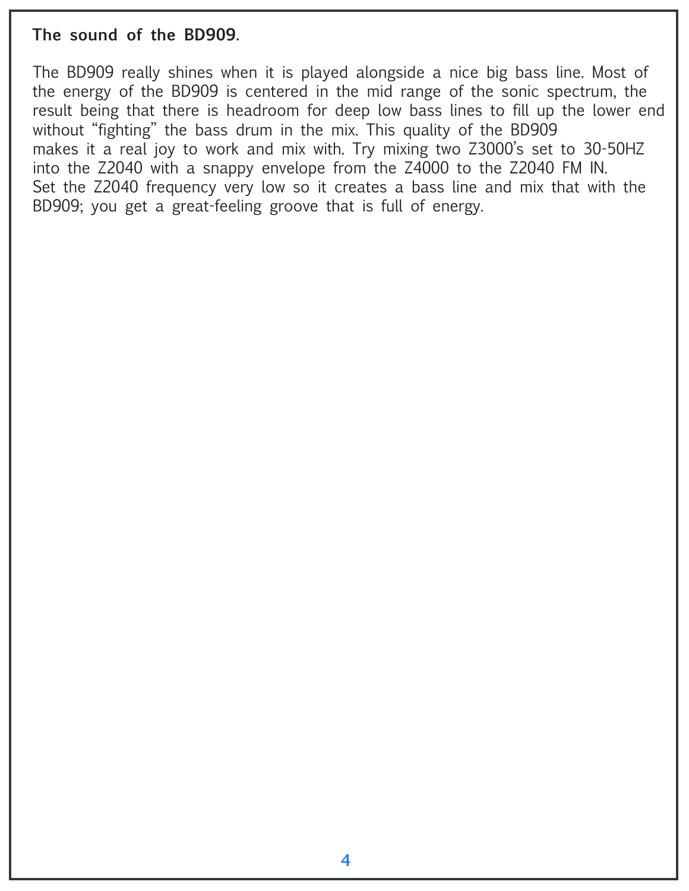**The sound of the BD909.**

The BD909 really shines when it is played alongside a nice big bass line. Most of the energy of the BD909 is centered in the mid range of the sonic spectrum, the result being that there is headroom for deep low bass lines to fill up the lower end without “fighting” the bass drum in the mix. This quality of the BD909 makes it a real joy to work and mix with. Try mixing two Z3000’s set to 30-50HZ into the Z2040 with a snappy envelope from the Z4000 to the Z2040 FM IN. Set the Z2040 frequency very low so it creates a bass line and mix that with the BD909; you get a great-feeling groove that is full of energy.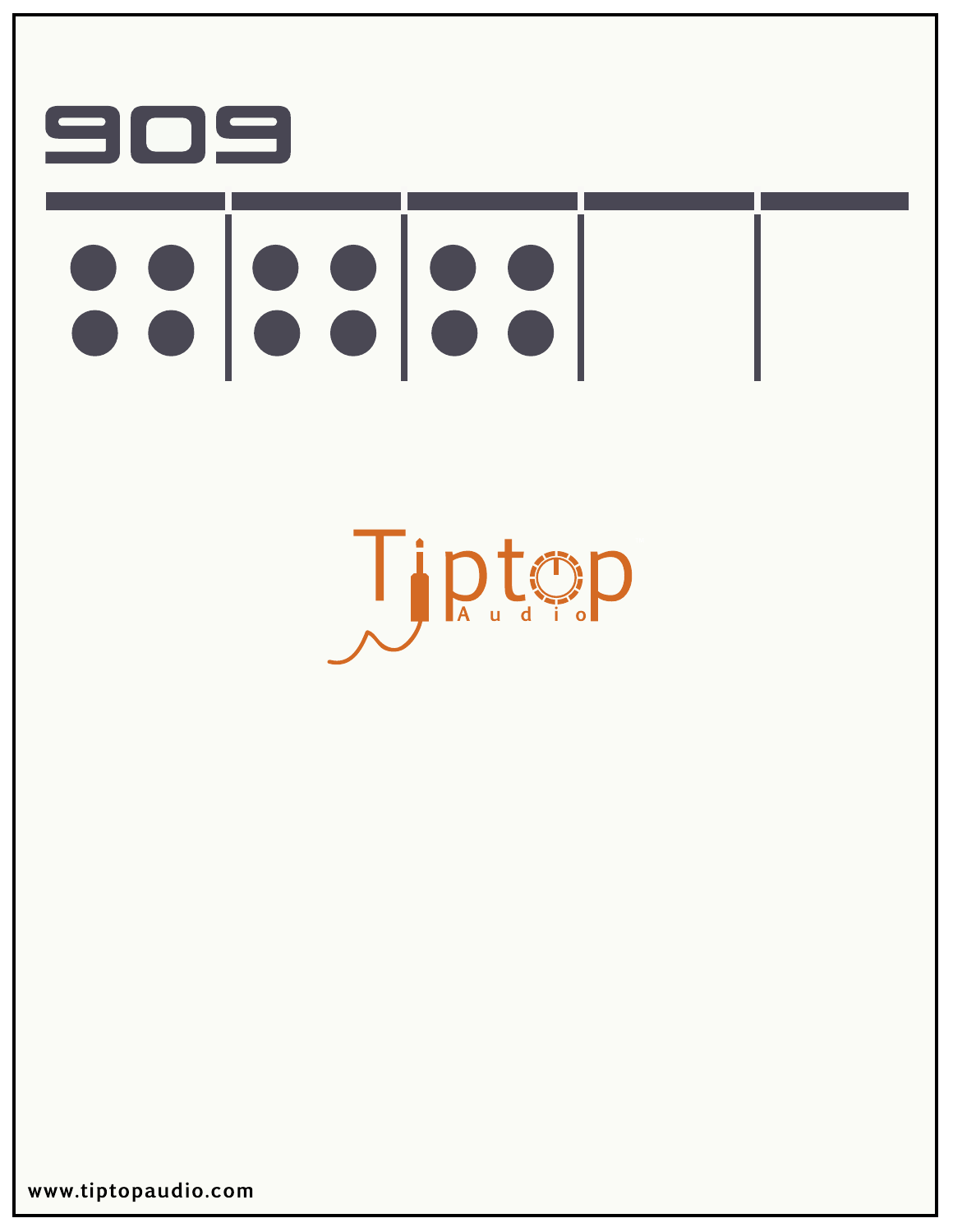# 909

Tiptop Audio

www.tiptopaudio.com